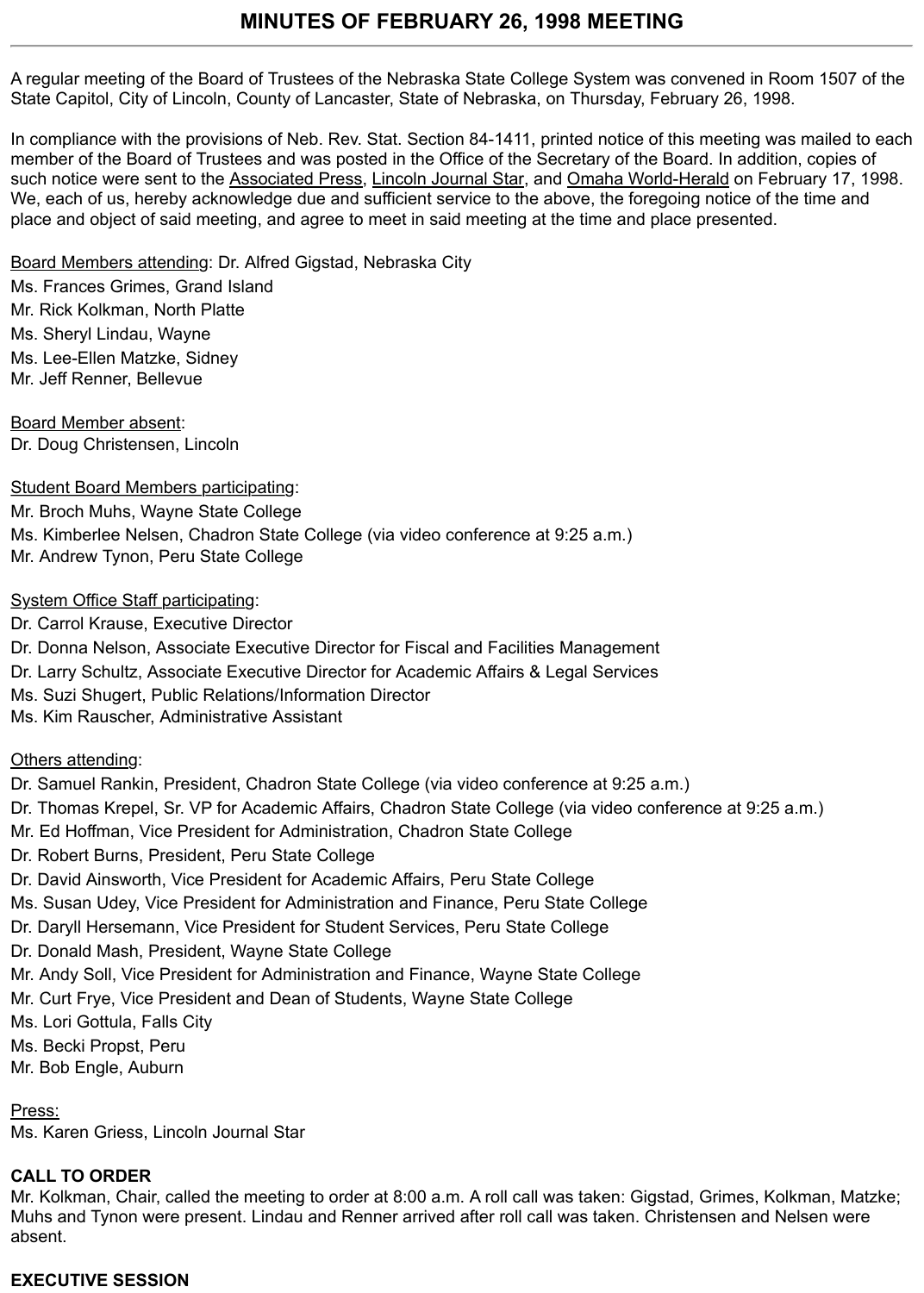# MINUTES OF FEBRUARY 26, 1998 MEETING

A regular meeting of the Board of Trustees of the Nebraska State College System was convened in Room 1507 of the State Capitol, City of Lincoln, County of Lancaster, State of Nebraska, on Thursday, February 26, 1998.

In compliance with the provisions of Neb. Rev. Stat. Section 84-1411, printed notice of this meeting was mailed to each member of the Board of Trustees and was posted in the Office of the Secretary of the Board. In addition, copies of such notice were sent to the Associated Press, Lincoln Journal Star, and Omaha World-Herald on February 17, 1998. We, each of us, hereby acknowledge due and sufficient service to the above, the foregoing notice of the time and place and object of said meeting, and agree to meet in said meeting at the time and place presented.

Board Members attending: Dr. Alfred Gigstad, Nebraska City
Ms. Frances Grimes, Grand Island
Mr. Rick Kolkman, North Platte
Ms. Sheryl Lindau, Wayne
Ms. Lee-Ellen Matzke, Sidney
Mr. Jeff Renner, Bellevue

Board Member absent:
Dr. Doug Christensen, Lincoln

Student Board Members participating:
Mr. Broch Muhs, Wayne State College
Ms. Kimberlee Nelsen, Chadron State College (via video conference at 9:25 a.m.)
Mr. Andrew Tynon, Peru State College

System Office Staff participating:
Dr. Carrol Krause, Executive Director
Dr. Donna Nelson, Associate Executive Director for Fiscal and Facilities Management
Dr. Larry Schultz, Associate Executive Director for Academic Affairs & Legal Services
Ms. Suzi Shugert, Public Relations/Information Director
Ms. Kim Rauscher, Administrative Assistant

Others attending:
Dr. Samuel Rankin, President, Chadron State College (via video conference at 9:25 a.m.)
Dr. Thomas Krepel, Sr. VP for Academic Affairs, Chadron State College (via video conference at 9:25 a.m.)
Mr. Ed Hoffman, Vice President for Administration, Chadron State College
Dr. Robert Burns, President, Peru State College
Dr. David Ainsworth, Vice President for Academic Affairs, Peru State College
Ms. Susan Udey, Vice President for Administration and Finance, Peru State College
Dr. Daryll Hersemann, Vice President for Student Services, Peru State College
Dr. Donald Mash, President, Wayne State College
Mr. Andy Soll, Vice President for Administration and Finance, Wayne State College
Mr. Curt Frye, Vice President and Dean of Students, Wayne State College
Ms. Lori Gottula, Falls City
Ms. Becki Propst, Peru
Mr. Bob Engle, Auburn

Press:
Ms. Karen Griess, Lincoln Journal Star

**CALL TO ORDER**
Mr. Kolkman, Chair, called the meeting to order at 8:00 a.m. A roll call was taken: Gigstad, Grimes, Kolkman, Matzke; Muhs and Tynon were present. Lindau and Renner arrived after roll call was taken. Christensen and Nelsen were absent.

**EXECUTIVE SESSION**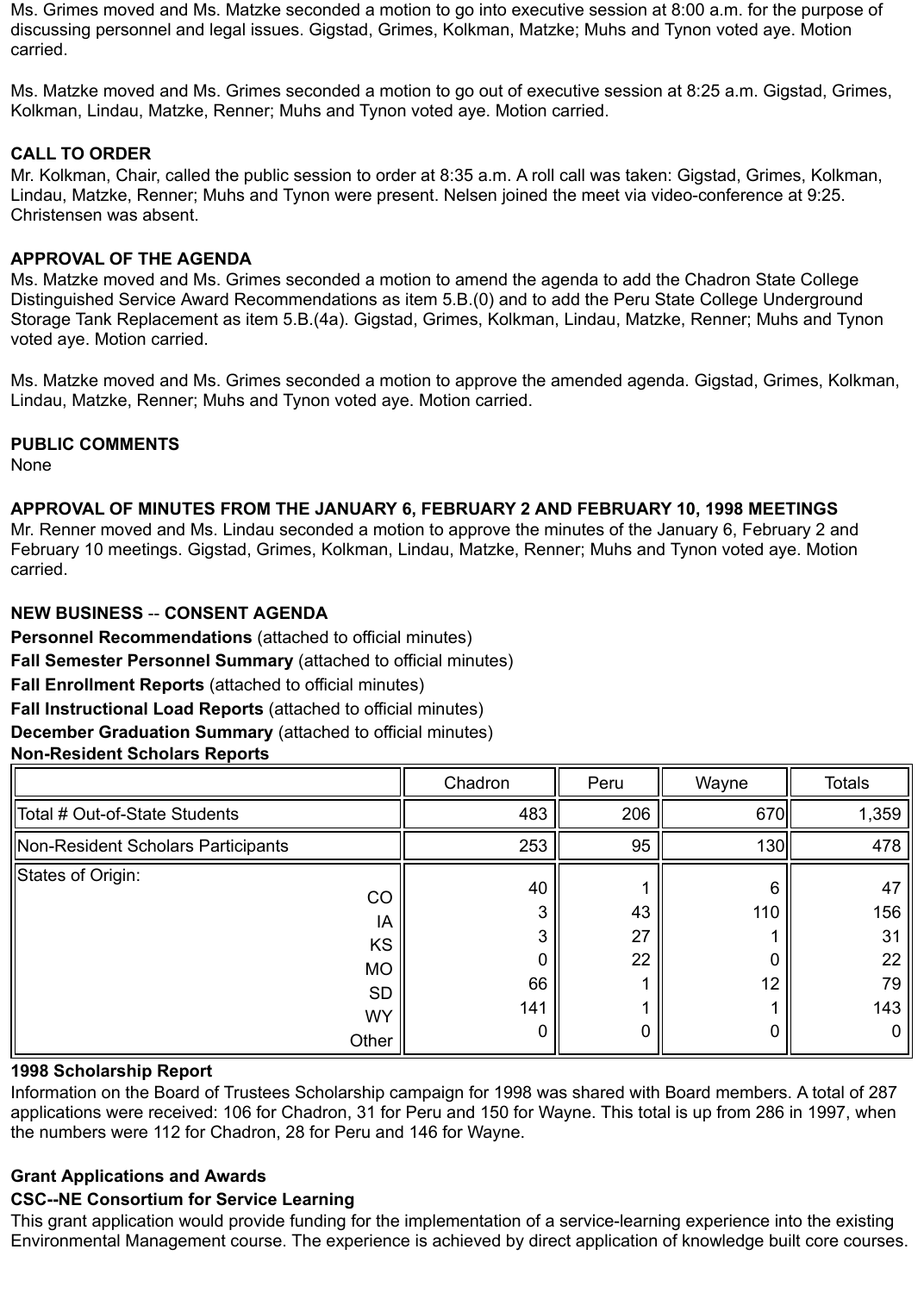Ms. Grimes moved and Ms. Matzke seconded a motion to go into executive session at 8:00 a.m. for the purpose of discussing personnel and legal issues. Gigstad, Grimes, Kolkman, Matzke; Muhs and Tynon voted aye. Motion carried.

Ms. Matzke moved and Ms. Grimes seconded a motion to go out of executive session at 8:25 a.m. Gigstad, Grimes, Kolkman, Lindau, Matzke, Renner; Muhs and Tynon voted aye. Motion carried.

**CALL TO ORDER**
Mr. Kolkman, Chair, called the public session to order at 8:35 a.m. A roll call was taken: Gigstad, Grimes, Kolkman, Lindau, Matzke, Renner; Muhs and Tynon were present. Nelsen joined the meet via video-conference at 9:25. Christensen was absent.

**APPROVAL OF THE AGENDA**
Ms. Matzke moved and Ms. Grimes seconded a motion to amend the agenda to add the Chadron State College Distinguished Service Award Recommendations as item 5.B.(0) and to add the Peru State College Underground Storage Tank Replacement as item 5.B.(4a). Gigstad, Grimes, Kolkman, Lindau, Matzke, Renner; Muhs and Tynon voted aye. Motion carried.

Ms. Matzke moved and Ms. Grimes seconded a motion to approve the amended agenda. Gigstad, Grimes, Kolkman, Lindau, Matzke, Renner; Muhs and Tynon voted aye. Motion carried.

**PUBLIC COMMENTS**
None

**APPROVAL OF MINUTES FROM THE JANUARY 6, FEBRUARY 2 AND FEBRUARY 10, 1998 MEETINGS**
Mr. Renner moved and Ms. Lindau seconded a motion to approve the minutes of the January 6, February 2 and February 10 meetings. Gigstad, Grimes, Kolkman, Lindau, Matzke, Renner; Muhs and Tynon voted aye. Motion carried.

**NEW BUSINESS** -- **CONSENT AGENDA**

**Personnel Recommendations** (attached to official minutes)

**Fall Semester Personnel Summary** (attached to official minutes)

**Fall Enrollment Reports** (attached to official minutes)

**Fall Instructional Load Reports** (attached to official minutes)

**December Graduation Summary** (attached to official minutes)

**Non-Resident Scholars Reports**

| | Chadron | Peru | Wayne | Totals |
|---|---|---|---|---|
| Total # Out-of-State Students | 483 | 206 | 670 | 1,359 |
| Non-Resident Scholars Participants | 253 | 95 | 130 | 478 |
| States of Origin: CO | 40 | 1 | 6 | 47 |
| IA | 3 | 43 | 110 | 156 |
| KS | 3 | 27 | 1 | 31 |
| MO | 0 | 22 | 0 | 22 |
| SD | 66 | 1 | 12 | 79 |
| WY | 141 | 1 | 1 | 143 |
| Other | 0 | 0 | 0 | 0 |

**1998 Scholarship Report**
Information on the Board of Trustees Scholarship campaign for 1998 was shared with Board members. A total of 287 applications were received: 106 for Chadron, 31 for Peru and 150 for Wayne. This total is up from 286 in 1997, when the numbers were 112 for Chadron, 28 for Peru and 146 for Wayne.

**Grant Applications and Awards**

**CSC--NE Consortium for Service Learning**
This grant application would provide funding for the implementation of a service-learning experience into the existing Environmental Management course. The experience is achieved by direct application of knowledge built core courses.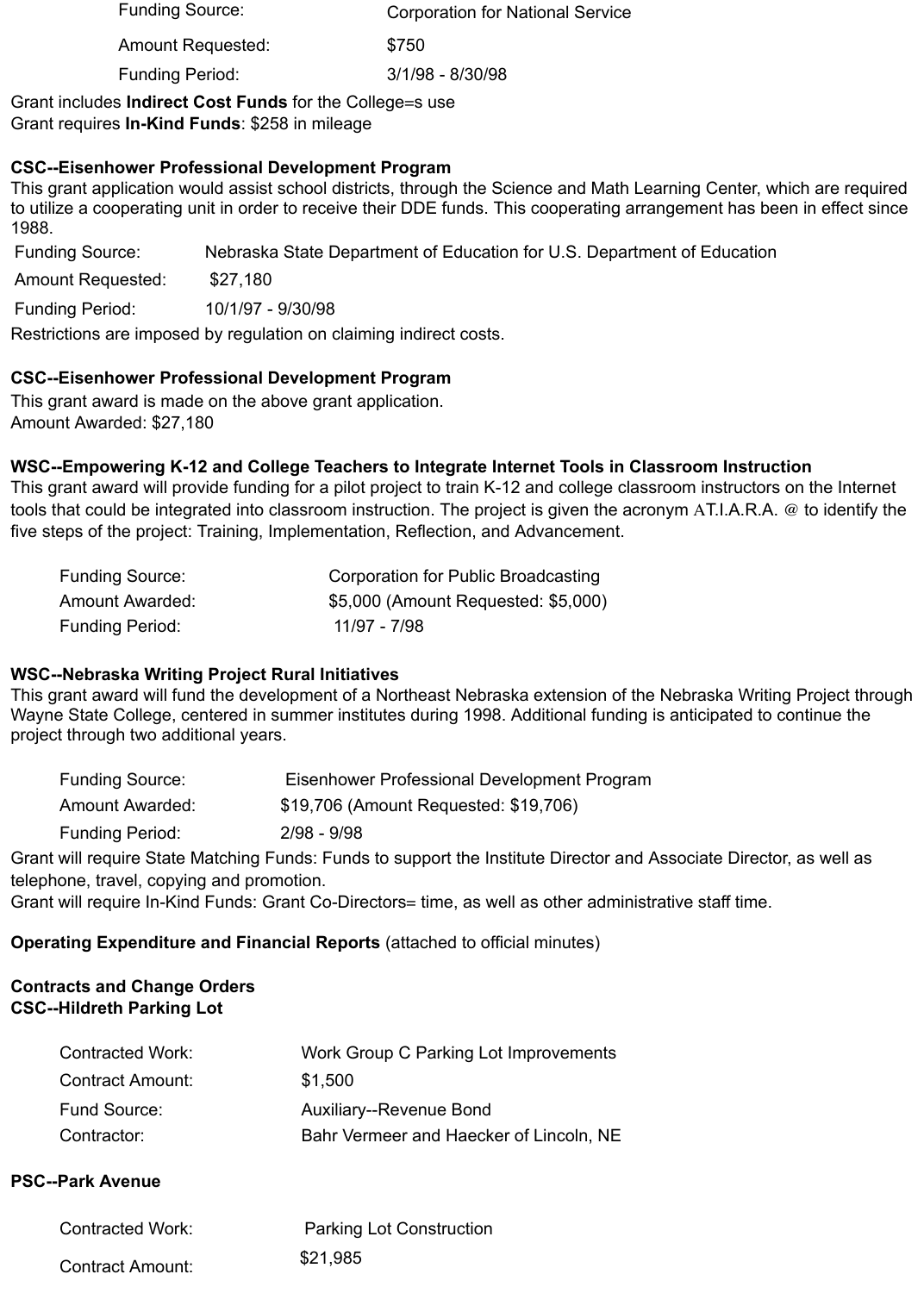Funding Source: Corporation for National Service

Amount Requested: $750

Funding Period: 3/1/98 - 8/30/98

Grant includes **Indirect Cost Funds** for the College=s use
Grant requires **In-Kind Funds**: $258 in mileage

**CSC--Eisenhower Professional Development Program**
This grant application would assist school districts, through the Science and Math Learning Center, which are required to utilize a cooperating unit in order to receive their DDE funds. This cooperating arrangement has been in effect since 1988.

Funding Source: Nebraska State Department of Education for U.S. Department of Education

Amount Requested: $27,180

Funding Period: 10/1/97 - 9/30/98

Restrictions are imposed by regulation on claiming indirect costs.

**CSC--Eisenhower Professional Development Program**
This grant award is made on the above grant application.
Amount Awarded: $27,180

**WSC--Empowering K-12 and College Teachers to Integrate Internet Tools in Classroom Instruction**
This grant award will provide funding for a pilot project to train K-12 and college classroom instructors on the Internet tools that could be integrated into classroom instruction. The project is given the acronym AT.I.A.R.A. @ to identify the five steps of the project: Training, Implementation, Reflection, and Advancement.

Funding Source: Corporation for Public Broadcasting

Amount Awarded: $5,000 (Amount Requested: $5,000)

Funding Period: 11/97 - 7/98

**WSC--Nebraska Writing Project Rural Initiatives**
This grant award will fund the development of a Northeast Nebraska extension of the Nebraska Writing Project through Wayne State College, centered in summer institutes during 1998. Additional funding is anticipated to continue the project through two additional years.

Funding Source: Eisenhower Professional Development Program

Amount Awarded: $19,706 (Amount Requested: $19,706)

Funding Period: 2/98 - 9/98

Grant will require State Matching Funds: Funds to support the Institute Director and Associate Director, as well as telephone, travel, copying and promotion.
Grant will require In-Kind Funds: Grant Co-Directors= time, as well as other administrative staff time.

**Operating Expenditure and Financial Reports** (attached to official minutes)

**Contracts and Change Orders**
**CSC--Hildreth Parking Lot**

Contracted Work: Work Group C Parking Lot Improvements

Contract Amount: $1,500

Fund Source: Auxiliary--Revenue Bond

Contractor: Bahr Vermeer and Haecker of Lincoln, NE

**PSC--Park Avenue**

Contracted Work: Parking Lot Construction

Contract Amount: $21,985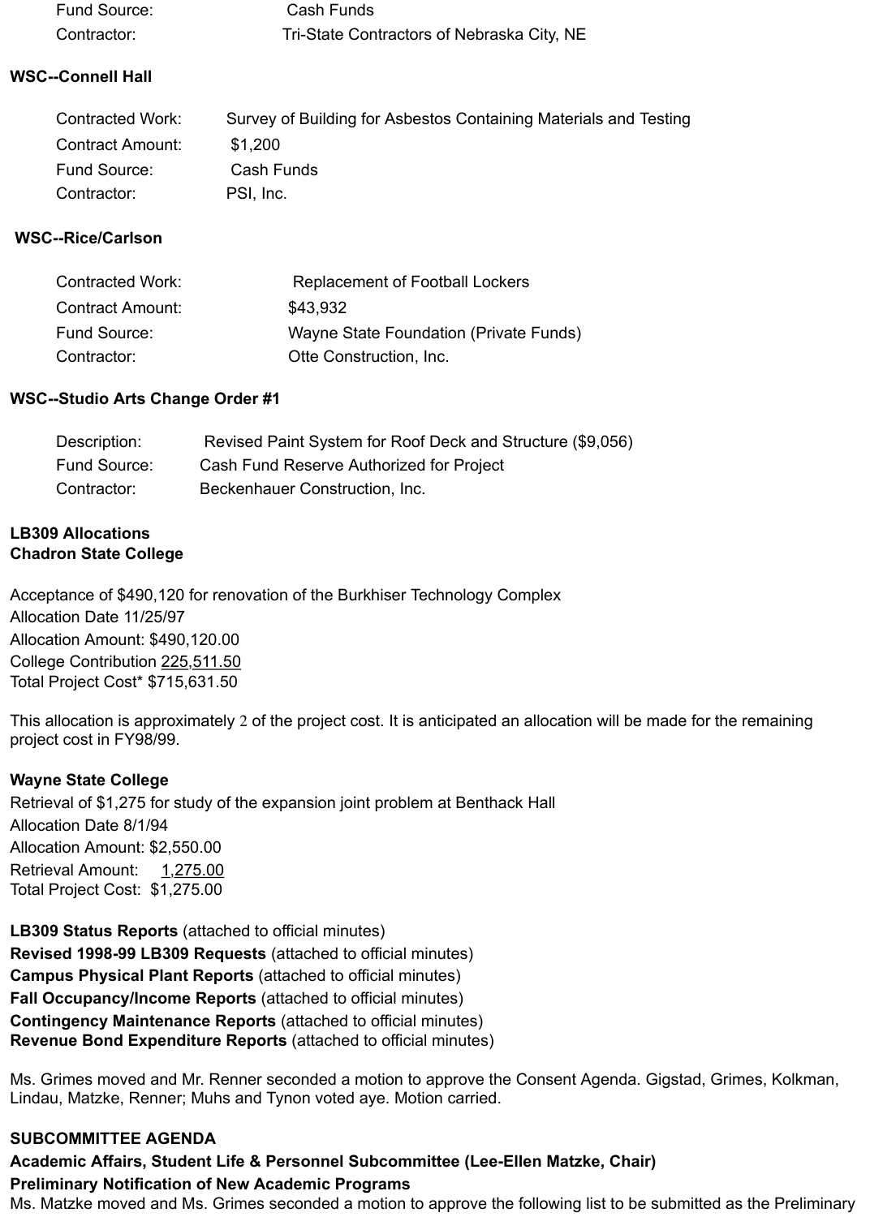Fund Source: Cash Funds
Contractor: Tri-State Contractors of Nebraska City, NE

**WSC--Connell Hall**

Contracted Work: Survey of Building for Asbestos Containing Materials and Testing
Contract Amount: $1,200
Fund Source: Cash Funds
Contractor: PSI, Inc.

**WSC--Rice/Carlson**

Contracted Work: Replacement of Football Lockers
Contract Amount: $43,932
Fund Source: Wayne State Foundation (Private Funds)
Contractor: Otte Construction, Inc.

**WSC--Studio Arts Change Order #1**

Description: Revised Paint System for Roof Deck and Structure ($9,056)
Fund Source: Cash Fund Reserve Authorized for Project
Contractor: Beckenhauer Construction, Inc.

**LB309 Allocations**
**Chadron State College**

Acceptance of $490,120 for renovation of the Burkhiser Technology Complex
Allocation Date 11/25/97
Allocation Amount: $490,120.00
College Contribution 225,511.50
Total Project Cost* $715,631.50

This allocation is approximately 2 of the project cost. It is anticipated an allocation will be made for the remaining project cost in FY98/99.

**Wayne State College**
Retrieval of $1,275 for study of the expansion joint problem at Benthack Hall
Allocation Date 8/1/94
Allocation Amount: $2,550.00
Retrieval Amount: 1,275.00
Total Project Cost: $1,275.00

**LB309 Status Reports** (attached to official minutes)
**Revised 1998-99 LB309 Requests** (attached to official minutes)
**Campus Physical Plant Reports** (attached to official minutes)
**Fall Occupancy/Income Reports** (attached to official minutes)
**Contingency Maintenance Reports** (attached to official minutes)
**Revenue Bond Expenditure Reports** (attached to official minutes)

Ms. Grimes moved and Mr. Renner seconded a motion to approve the Consent Agenda. Gigstad, Grimes, Kolkman, Lindau, Matzke, Renner; Muhs and Tynon voted aye. Motion carried.

**SUBCOMMITTEE AGENDA**

**Academic Affairs, Student Life & Personnel Subcommittee (Lee-Ellen Matzke, Chair)**

**Preliminary Notification of New Academic Programs**

Ms. Matzke moved and Ms. Grimes seconded a motion to approve the following list to be submitted as the Preliminary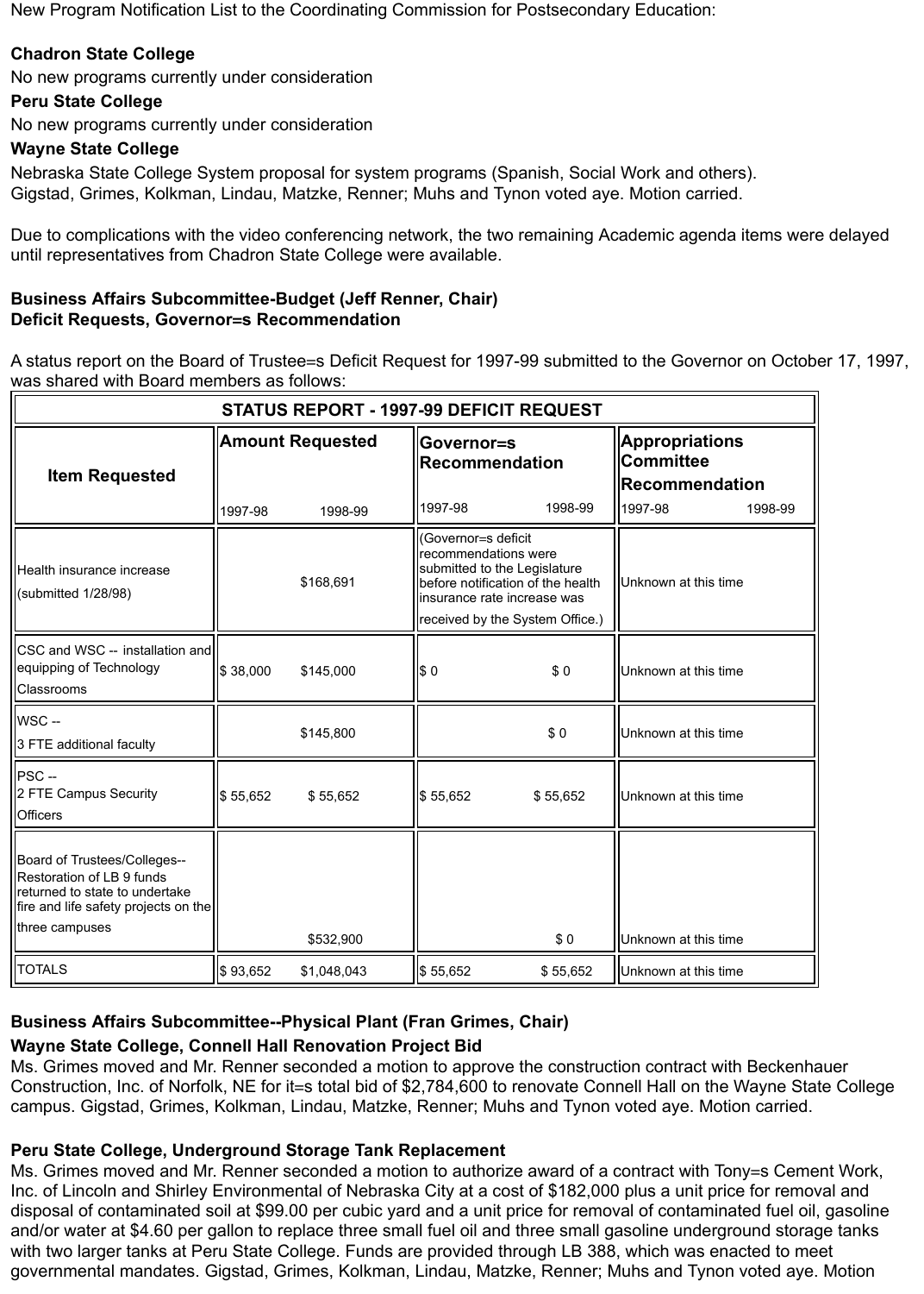New Program Notification List to the Coordinating Commission for Postsecondary Education:

**Chadron State College**
No new programs currently under consideration
**Peru State College**
No new programs currently under consideration
**Wayne State College**
Nebraska State College System proposal for system programs (Spanish, Social Work and others).
Gigstad, Grimes, Kolkman, Lindau, Matzke, Renner; Muhs and Tynon voted aye. Motion carried.

Due to complications with the video conferencing network, the two remaining Academic agenda items were delayed until representatives from Chadron State College were available.

**Business Affairs Subcommittee-Budget (Jeff Renner, Chair)**
**Deficit Requests, Governor=s Recommendation**

A status report on the Board of Trustee=s Deficit Request for 1997-99 submitted to the Governor on October 17, 1997, was shared with Board members as follows:

| STATUS REPORT - 1997-99 DEFICIT REQUEST | | | | | | |
|---|---|---|---|---|---|---|
| **Item Requested** | **Amount Requested** | | **Governor=s Recommendation** | | **Appropriations Committee Recommendation** | |
| | 1997-98 | 1998-99 | 1997-98 | 1998-99 | 1997-98 | 1998-99 |
| Health insurance increase (submitted 1/28/98) | | $168,691 | (Governor=s deficit recommendations were submitted to the Legislature before notification of the health insurance rate increase was received by the System Office.) | | Unknown at this time | |
| CSC and WSC -- installation and equipping of Technology Classrooms | $ 38,000 | $145,000 | $ 0 | $ 0 | Unknown at this time | |
| WSC -- 3 FTE additional faculty | | $145,800 | | $ 0 | Unknown at this time | |
| PSC -- 2 FTE Campus Security Officers | $ 55,652 | $ 55,652 | $ 55,652 | $ 55,652 | Unknown at this time | |
| Board of Trustees/Colleges-- Restoration of LB 9 funds returned to state to undertake fire and life safety projects on the three campuses | | $532,900 | | $ 0 | Unknown at this time | |
| TOTALS | $ 93,652 | $1,048,043 | $ 55,652 | $ 55,652 | Unknown at this time | |

**Business Affairs Subcommittee--Physical Plant (Fran Grimes, Chair)**

**Wayne State College, Connell Hall Renovation Project Bid**
Ms. Grimes moved and Mr. Renner seconded a motion to approve the construction contract with Beckenhauer Construction, Inc. of Norfolk, NE for it=s total bid of $2,784,600 to renovate Connell Hall on the Wayne State College campus. Gigstad, Grimes, Kolkman, Lindau, Matzke, Renner; Muhs and Tynon voted aye. Motion carried.

**Peru State College, Underground Storage Tank Replacement**
Ms. Grimes moved and Mr. Renner seconded a motion to authorize award of a contract with Tony=s Cement Work, Inc. of Lincoln and Shirley Environmental of Nebraska City at a cost of $182,000 plus a unit price for removal and disposal of contaminated soil at $99.00 per cubic yard and a unit price for removal of contaminated fuel oil, gasoline and/or water at $4.60 per gallon to replace three small fuel oil and three small gasoline underground storage tanks with two larger tanks at Peru State College. Funds are provided through LB 388, which was enacted to meet governmental mandates. Gigstad, Grimes, Kolkman, Lindau, Matzke, Renner; Muhs and Tynon voted aye. Motion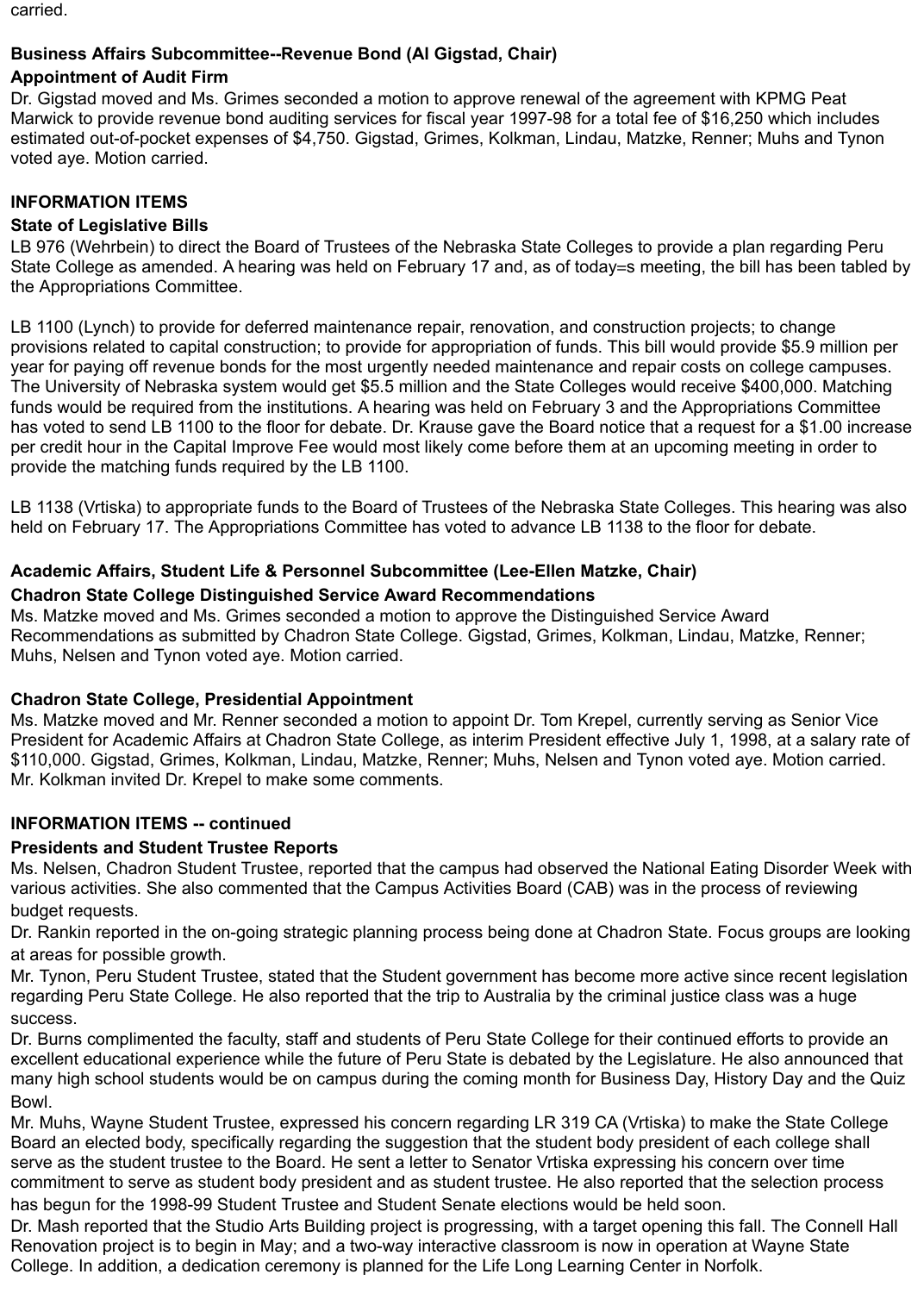carried.

**Business Affairs Subcommittee--Revenue Bond (Al Gigstad, Chair)**

**Appointment of Audit Firm**

Dr. Gigstad moved and Ms. Grimes seconded a motion to approve renewal of the agreement with KPMG Peat Marwick to provide revenue bond auditing services for fiscal year 1997-98 for a total fee of $16,250 which includes estimated out-of-pocket expenses of $4,750. Gigstad, Grimes, Kolkman, Lindau, Matzke, Renner; Muhs and Tynon voted aye. Motion carried.

**INFORMATION ITEMS**

**State of Legislative Bills**

LB 976 (Wehrbein) to direct the Board of Trustees of the Nebraska State Colleges to provide a plan regarding Peru State College as amended. A hearing was held on February 17 and, as of today=s meeting, the bill has been tabled by the Appropriations Committee.

LB 1100 (Lynch) to provide for deferred maintenance repair, renovation, and construction projects; to change provisions related to capital construction; to provide for appropriation of funds. This bill would provide $5.9 million per year for paying off revenue bonds for the most urgently needed maintenance and repair costs on college campuses. The University of Nebraska system would get $5.5 million and the State Colleges would receive $400,000. Matching funds would be required from the institutions. A hearing was held on February 3 and the Appropriations Committee has voted to send LB 1100 to the floor for debate. Dr. Krause gave the Board notice that a request for a $1.00 increase per credit hour in the Capital Improve Fee would most likely come before them at an upcoming meeting in order to provide the matching funds required by the LB 1100.

LB 1138 (Vrtiska) to appropriate funds to the Board of Trustees of the Nebraska State Colleges. This hearing was also held on February 17. The Appropriations Committee has voted to advance LB 1138 to the floor for debate.

**Academic Affairs, Student Life & Personnel Subcommittee (Lee-Ellen Matzke, Chair)**

**Chadron State College Distinguished Service Award Recommendations**

Ms. Matzke moved and Ms. Grimes seconded a motion to approve the Distinguished Service Award Recommendations as submitted by Chadron State College. Gigstad, Grimes, Kolkman, Lindau, Matzke, Renner; Muhs, Nelsen and Tynon voted aye. Motion carried.

**Chadron State College, Presidential Appointment**

Ms. Matzke moved and Mr. Renner seconded a motion to appoint Dr. Tom Krepel, currently serving as Senior Vice President for Academic Affairs at Chadron State College, as interim President effective July 1, 1998, at a salary rate of $110,000. Gigstad, Grimes, Kolkman, Lindau, Matzke, Renner; Muhs, Nelsen and Tynon voted aye. Motion carried. Mr. Kolkman invited Dr. Krepel to make some comments.

**INFORMATION ITEMS -- continued**

**Presidents and Student Trustee Reports**

Ms. Nelsen, Chadron Student Trustee, reported that the campus had observed the National Eating Disorder Week with various activities. She also commented that the Campus Activities Board (CAB) was in the process of reviewing budget requests.

Dr. Rankin reported in the on-going strategic planning process being done at Chadron State. Focus groups are looking at areas for possible growth.

Mr. Tynon, Peru Student Trustee, stated that the Student government has become more active since recent legislation regarding Peru State College. He also reported that the trip to Australia by the criminal justice class was a huge success.

Dr. Burns complimented the faculty, staff and students of Peru State College for their continued efforts to provide an excellent educational experience while the future of Peru State is debated by the Legislature. He also announced that many high school students would be on campus during the coming month for Business Day, History Day and the Quiz Bowl.

Mr. Muhs, Wayne Student Trustee, expressed his concern regarding LR 319 CA (Vrtiska) to make the State College Board an elected body, specifically regarding the suggestion that the student body president of each college shall serve as the student trustee to the Board. He sent a letter to Senator Vrtiska expressing his concern over time commitment to serve as student body president and as student trustee. He also reported that the selection process has begun for the 1998-99 Student Trustee and Student Senate elections would be held soon.

Dr. Mash reported that the Studio Arts Building project is progressing, with a target opening this fall. The Connell Hall Renovation project is to begin in May; and a two-way interactive classroom is now in operation at Wayne State College. In addition, a dedication ceremony is planned for the Life Long Learning Center in Norfolk.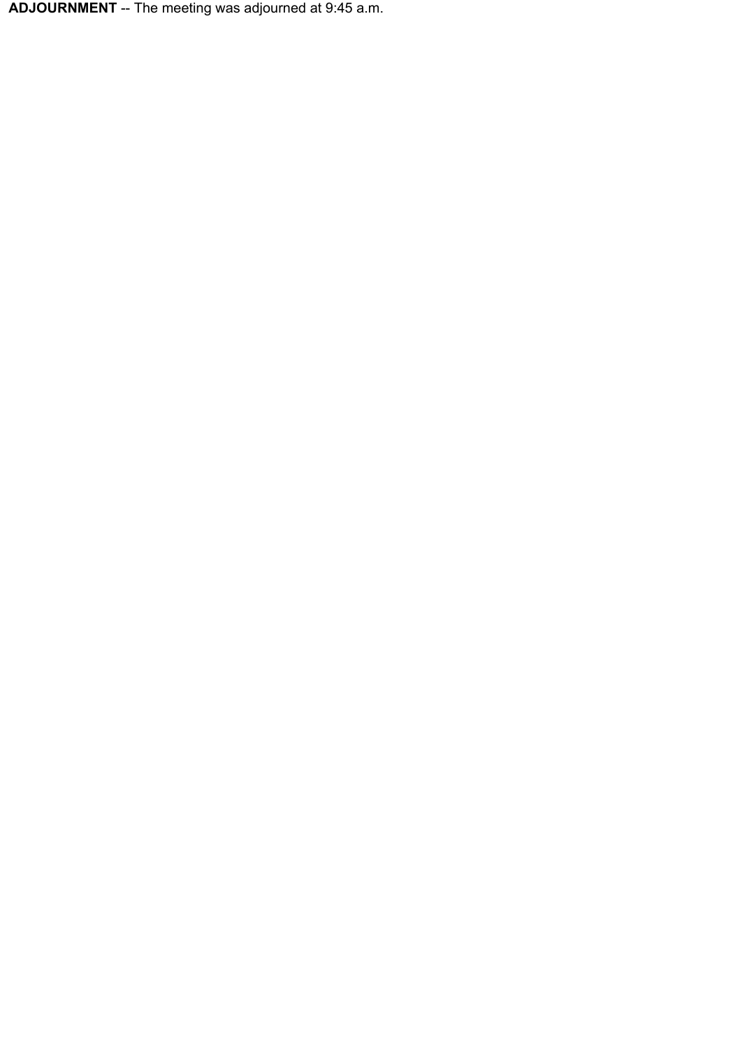**ADJOURNMENT** -- The meeting was adjourned at 9:45 a.m.